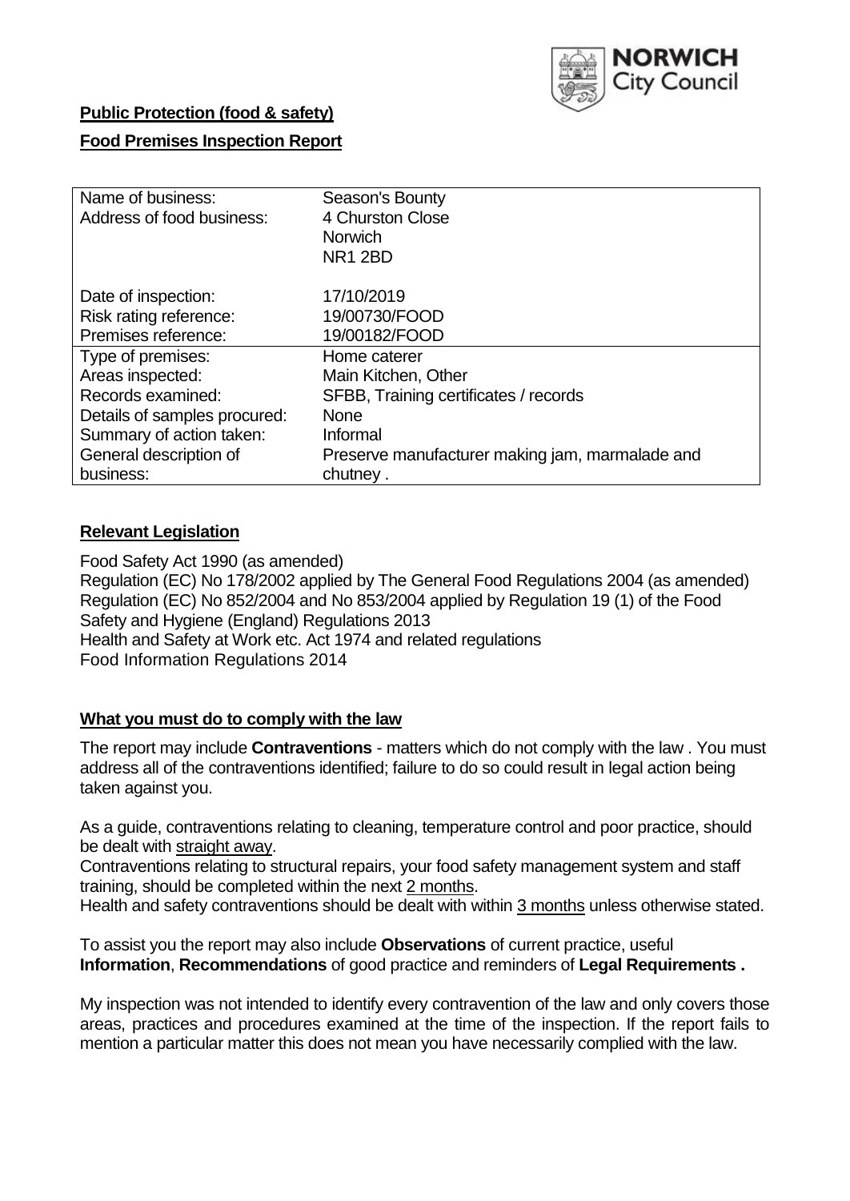NORWICH City Council

**Public Protection (food & safety)**

**Food Premises Inspection Report**

| | |
|---|---|
| Name of business: | Season's Bounty |
| Address of food business: | 4 Churston Close<br>Norwich<br>NR1 2BD |
| Date of inspection: | 17/10/2019 |
| Risk rating reference: | 19/00730/FOOD |
| Premises reference: | 19/00182/FOOD |
| Type of premises: | Home caterer |
| Areas inspected: | Main Kitchen, Other |
| Records examined: | SFBB, Training certificates / records |
| Details of samples procured: | None |
| Summary of action taken: | Informal |
| General description of business: | Preserve manufacturer making jam, marmalade and chutney . |

## Relevant Legislation

Food Safety Act 1990 (as amended)
Regulation (EC) No 178/2002 applied by The General Food Regulations 2004 (as amended)
Regulation (EC) No 852/2004 and No 853/2004 applied by Regulation 19 (1) of the Food Safety and Hygiene (England) Regulations 2013
Health and Safety at Work etc. Act 1974 and related regulations
Food Information Regulations 2014

## What you must do to comply with the law

The report may include **Contraventions** - matters which do not comply with the law . You must address all of the contraventions identified; failure to do so could result in legal action being taken against you.

As a guide, contraventions relating to cleaning, temperature control and poor practice, should be dealt with straight away.
Contraventions relating to structural repairs, your food safety management system and staff training, should be completed within the next 2 months.
Health and safety contraventions should be dealt with within 3 months unless otherwise stated.

To assist you the report may also include **Observations** of current practice, useful **Information**, **Recommendations** of good practice and reminders of **Legal Requirements .**

My inspection was not intended to identify every contravention of the law and only covers those areas, practices and procedures examined at the time of the inspection. If the report fails to mention a particular matter this does not mean you have necessarily complied with the law.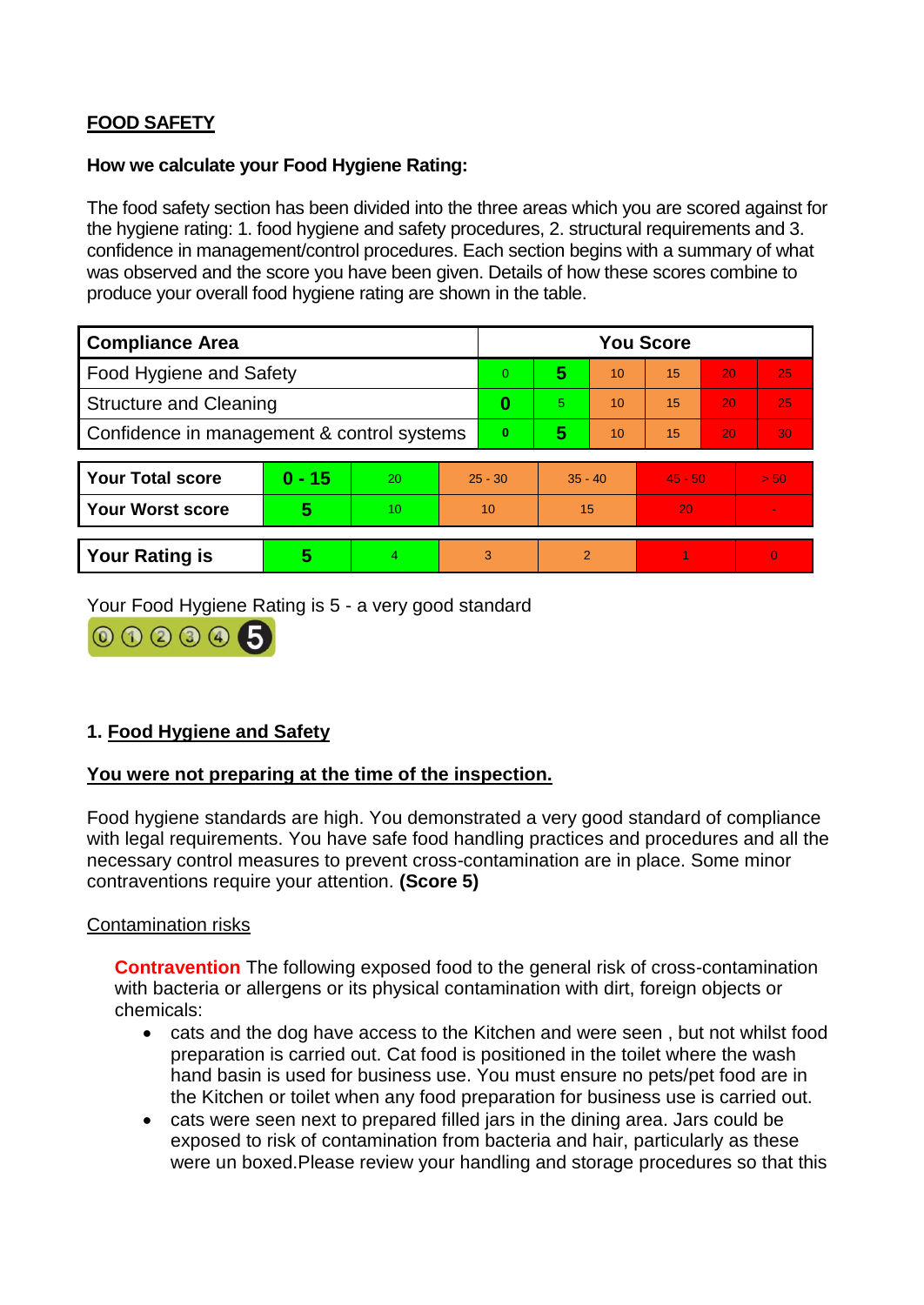**FOOD SAFETY**

**How we calculate your Food Hygiene Rating:**

The food safety section has been divided into the three areas which you are scored against for the hygiene rating: 1. food hygiene and safety procedures, 2. structural requirements and 3. confidence in management/control procedures. Each section begins with a summary of what was observed and the score you have been given. Details of how these scores combine to produce your overall food hygiene rating are shown in the table.

| Compliance Area | You Score | | | | | |
|---|---|---|---|---|---|---|
| Food Hygiene and Safety | 0 | **5** | 10 | 15 | 20 | 25 |
| Structure and Cleaning | **0** | 5 | 10 | 15 | 20 | 25 |
| Confidence in management & control systems | 0 | **5** | 10 | 15 | 20 | 30 |

| | | | | | | |
|---|---|---|---|---|---|---|
| **Your Total score** | **0 - 15** | 20 | 25 - 30 | 35 - 40 | 45 - 50 | > 50 |
| **Your Worst score** | **5** | 10 | 10 | 15 | 20 | - |

| | | | | | | |
|---|---|---|---|---|---|---|
| **Your Rating is** | **5** | 4 | 3 | 2 | 1 | 0 |

Your Food Hygiene Rating is 5 - a very good standard

## 1. Food Hygiene and Safety

**You were not preparing at the time of the inspection.**

Food hygiene standards are high. You demonstrated a very good standard of compliance with legal requirements. You have safe food handling practices and procedures and all the necessary control measures to prevent cross-contamination are in place. Some minor contraventions require your attention. **(Score 5)**

Contamination risks

**Contravention** The following exposed food to the general risk of cross-contamination with bacteria or allergens or its physical contamination with dirt, foreign objects or chemicals:

- cats and the dog have access to the Kitchen and were seen , but not whilst food preparation is carried out. Cat food is positioned in the toilet where the wash hand basin is used for business use. You must ensure no pets/pet food are in the Kitchen or toilet when any food preparation for business use is carried out.
- cats were seen next to prepared filled jars in the dining area. Jars could be exposed to risk of contamination from bacteria and hair, particularly as these were un boxed.Please review your handling and storage procedures so that this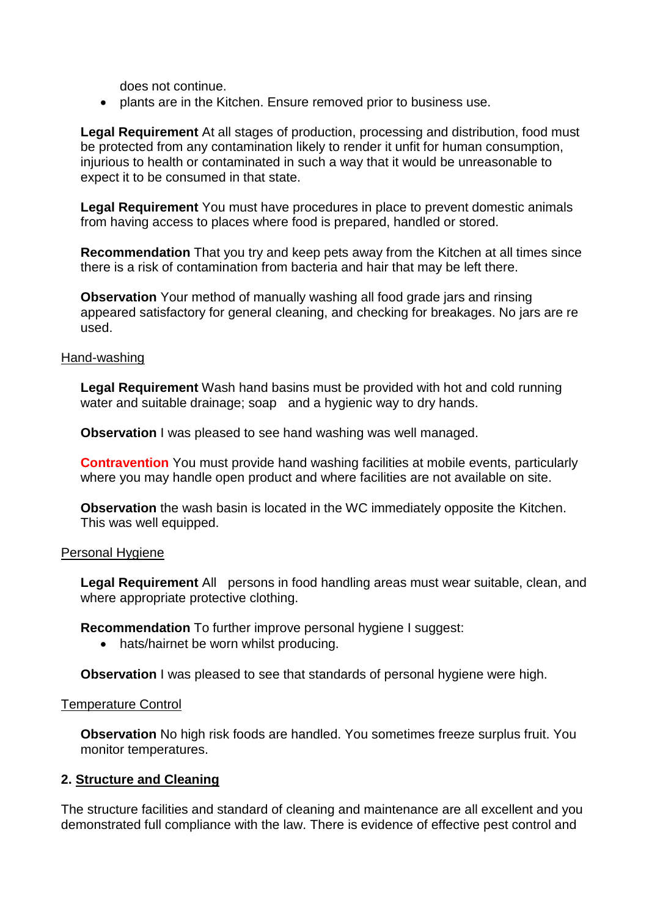does not continue.

- plants are in the Kitchen. Ensure removed prior to business use.

**Legal Requirement** At all stages of production, processing and distribution, food must be protected from any contamination likely to render it unfit for human consumption, injurious to health or contaminated in such a way that it would be unreasonable to expect it to be consumed in that state.

**Legal Requirement** You must have procedures in place to prevent domestic animals from having access to places where food is prepared, handled or stored.

**Recommendation** That you try and keep pets away from the Kitchen at all times since there is a risk of contamination from bacteria and hair that may be left there.

**Observation** Your method of manually washing all food grade jars and rinsing appeared satisfactory for general cleaning, and checking for breakages. No jars are re used.

Hand-washing

**Legal Requirement** Wash hand basins must be provided with hot and cold running water and suitable drainage; soap and a hygienic way to dry hands.

**Observation** I was pleased to see hand washing was well managed.

**Contravention** You must provide hand washing facilities at mobile events, particularly where you may handle open product and where facilities are not available on site.

**Observation** the wash basin is located in the WC immediately opposite the Kitchen. This was well equipped.

Personal Hygiene

**Legal Requirement** All persons in food handling areas must wear suitable, clean, and where appropriate protective clothing.

**Recommendation** To further improve personal hygiene I suggest:

- hats/hairnet be worn whilst producing.

**Observation** I was pleased to see that standards of personal hygiene were high.

Temperature Control

**Observation** No high risk foods are handled. You sometimes freeze surplus fruit. You monitor temperatures.

## 2. Structure and Cleaning

The structure facilities and standard of cleaning and maintenance are all excellent and you demonstrated full compliance with the law. There is evidence of effective pest control and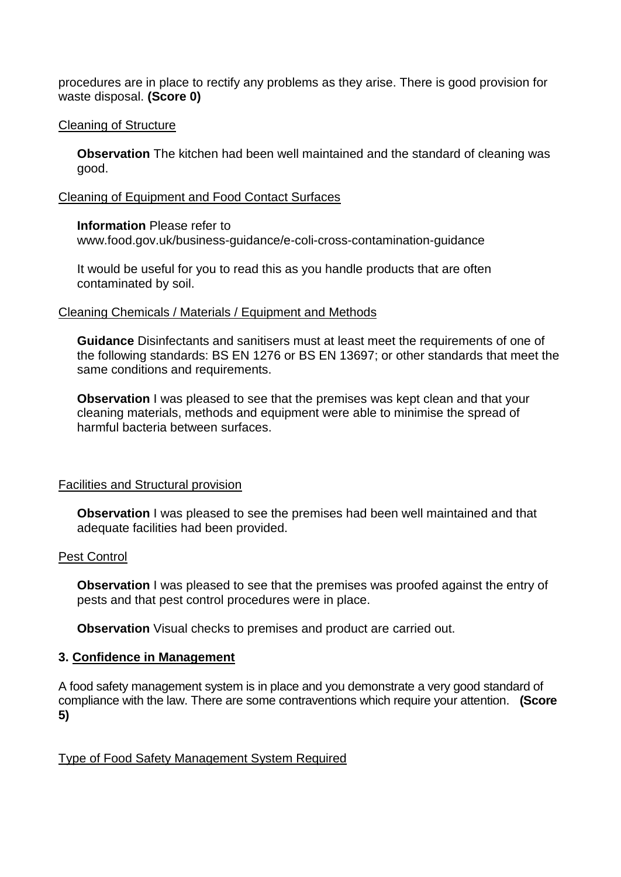procedures are in place to rectify any problems as they arise. There is good provision for waste disposal. **(Score 0)**

Cleaning of Structure

**Observation** The kitchen had been well maintained and the standard of cleaning was good.

Cleaning of Equipment and Food Contact Surfaces

**Information** Please refer to www.food.gov.uk/business-guidance/e-coli-cross-contamination-guidance

It would be useful for you to read this as you handle products that are often contaminated by soil.

Cleaning Chemicals / Materials / Equipment and Methods

**Guidance** Disinfectants and sanitisers must at least meet the requirements of one of the following standards: BS EN 1276 or BS EN 13697; or other standards that meet the same conditions and requirements.

**Observation** I was pleased to see that the premises was kept clean and that your cleaning materials, methods and equipment were able to minimise the spread of harmful bacteria between surfaces.

Facilities and Structural provision

**Observation** I was pleased to see the premises had been well maintained and that adequate facilities had been provided.

Pest Control

**Observation** I was pleased to see that the premises was proofed against the entry of pests and that pest control procedures were in place.

**Observation** Visual checks to premises and product are carried out.

### 3. Confidence in Management

A food safety management system is in place and you demonstrate a very good standard of compliance with the law. There are some contraventions which require your attention. **(Score 5)**

Type of Food Safety Management System Required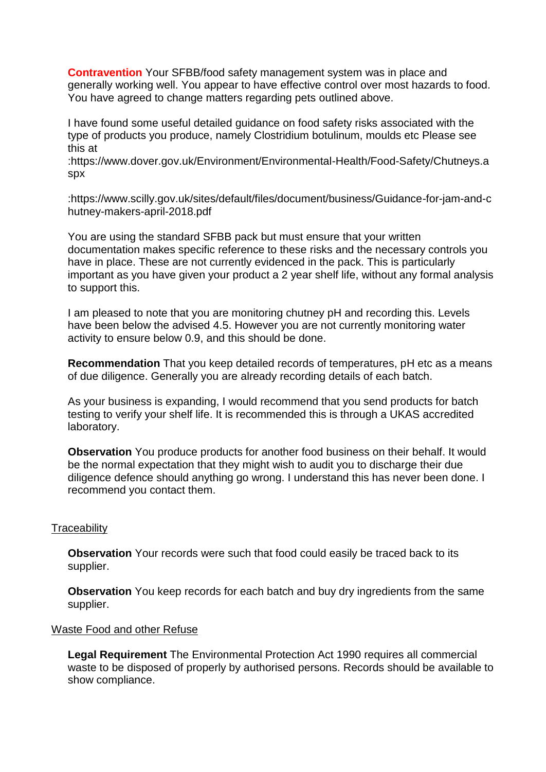**Contravention** Your SFBB/food safety management system was in place and generally working well. You appear to have effective control over most hazards to food. You have agreed to change matters regarding pets outlined above.

I have found some useful detailed guidance on food safety risks associated with the type of products you produce, namely Clostridium botulinum, moulds etc Please see this at :https://www.dover.gov.uk/Environment/Environmental-Health/Food-Safety/Chutneys.aspx

:https://www.scilly.gov.uk/sites/default/files/document/business/Guidance-for-jam-and-chutney-makers-april-2018.pdf

You are using the standard SFBB pack but must ensure that your written documentation makes specific reference to these risks and the necessary controls you have in place. These are not currently evidenced in the pack. This is particularly important as you have given your product a 2 year shelf life, without any formal analysis to support this.

I am pleased to note that you are monitoring chutney pH and recording this. Levels have been below the advised 4.5. However you are not currently monitoring water activity to ensure below 0.9, and this should be done.

**Recommendation** That you keep detailed records of temperatures, pH etc as a means of due diligence. Generally you are already recording details of each batch.

As your business is expanding, I would recommend that you send products for batch testing to verify your shelf life. It is recommended this is through a UKAS accredited laboratory.

**Observation** You produce products for another food business on their behalf. It would be the normal expectation that they might wish to audit you to discharge their due diligence defence should anything go wrong. I understand this has never been done. I recommend you contact them.

Traceability

**Observation** Your records were such that food could easily be traced back to its supplier.

**Observation** You keep records for each batch and buy dry ingredients from the same supplier.

Waste Food and other Refuse

**Legal Requirement** The Environmental Protection Act 1990 requires all commercial waste to be disposed of properly by authorised persons. Records should be available to show compliance.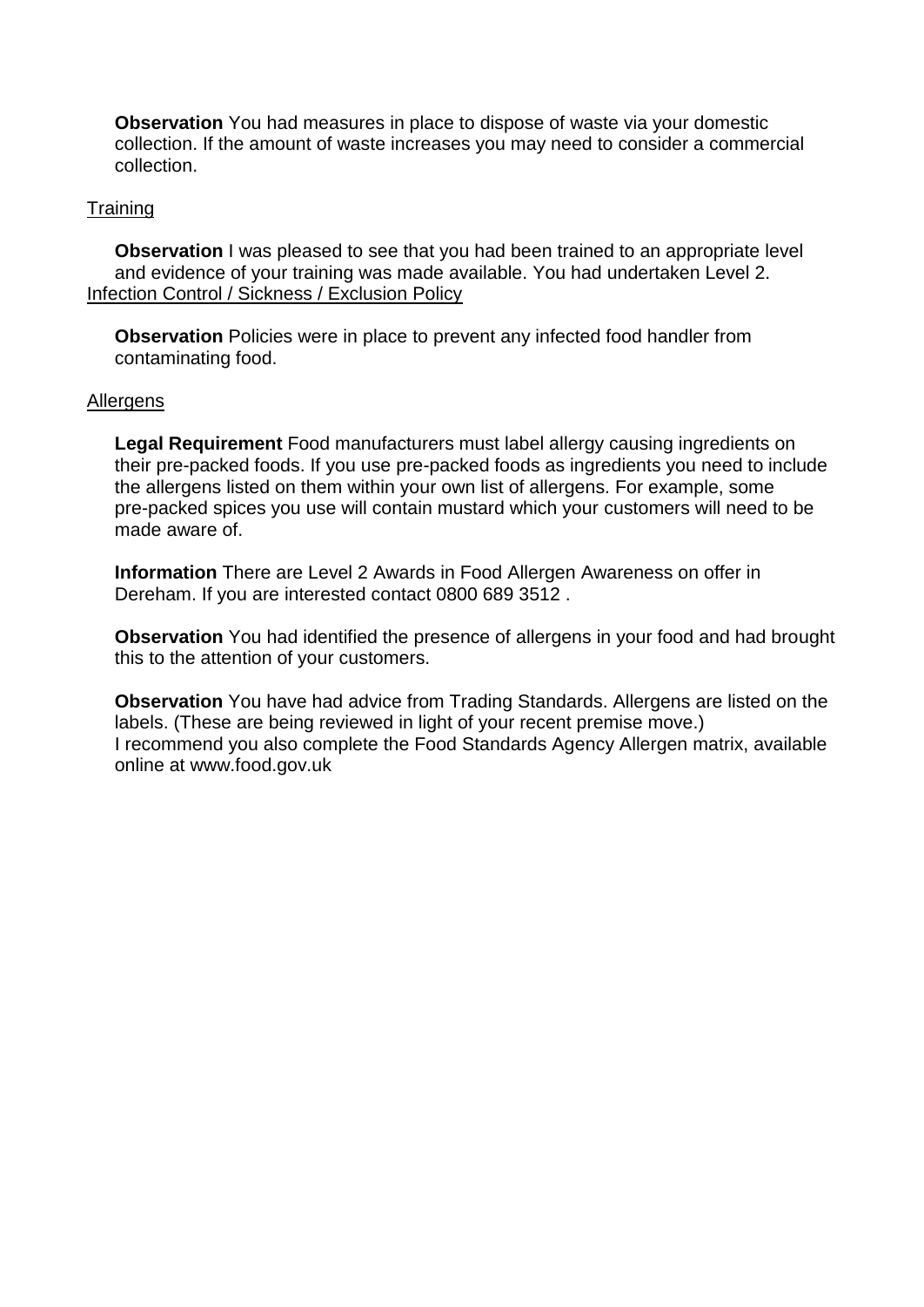**Observation** You had measures in place to dispose of waste via your domestic collection. If the amount of waste increases you may need to consider a commercial collection.

Training

**Observation** I was pleased to see that you had been trained to an appropriate level and evidence of your training was made available. You had undertaken Level 2.

Infection Control / Sickness / Exclusion Policy

**Observation** Policies were in place to prevent any infected food handler from contaminating food.

Allergens

**Legal Requirement** Food manufacturers must label allergy causing ingredients on their pre-packed foods. If you use pre-packed foods as ingredients you need to include the allergens listed on them within your own list of allergens. For example, some pre-packed spices you use will contain mustard which your customers will need to be made aware of.

**Information** There are Level 2 Awards in Food Allergen Awareness on offer in Dereham. If you are interested contact 0800 689 3512 .

**Observation** You had identified the presence of allergens in your food and had brought this to the attention of your customers.

**Observation** You have had advice from Trading Standards. Allergens are listed on the labels. (These are being reviewed in light of your recent premise move.)
I recommend you also complete the Food Standards Agency Allergen matrix, available online at www.food.gov.uk